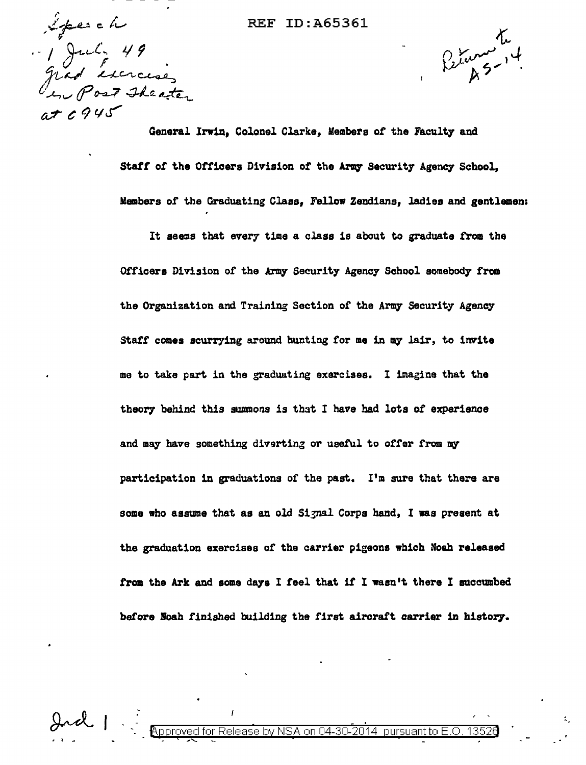Speech
1 July 49
Grad exercises
in Post Theater
at 0945

REF ID:A65361

Return to
AS-14

General Irwin, Colonel Clarke, Members of the Faculty and Staff of the Officers Division of the Army Security Agency School, Members of the Graduating Class, Fellow Zendians, ladies and gentlemen:

It seems that every time a class is about to graduate from the Officers Division of the Army Security Agency School somebody from the Organization and Training Section of the Army Security Agency Staff comes scurrying around hunting for me in my lair, to invite me to take part in the graduating exercises. I imagine that the theory behind this summons is that I have had lots of experience and may have something diverting or useful to offer from my participation in graduations of the past. I'm sure that there are some who assume that as an old Signal Corps hand, I was present at the graduation exercises of the carrier pigeons which Noah released from the Ark and some days I feel that if I wasn't there I succumbed before Noah finished building the first aircraft carrier in history.

Incl 1

Approved for Release by NSA on 04-30-2014 pursuant to E.O. 13526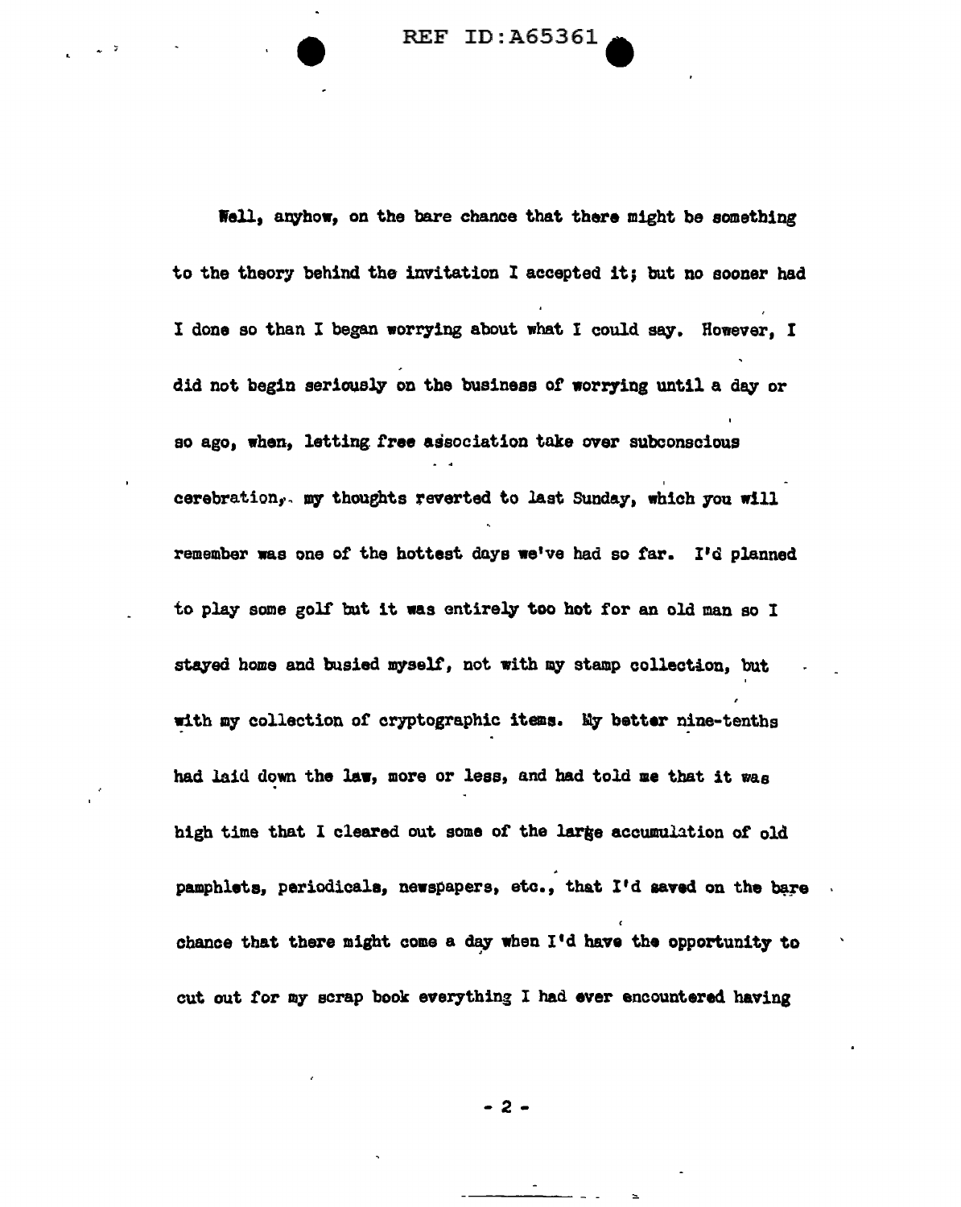Well, anyhow, on the bare chance that there might be something to the theory behind the invitation I accepted it; but no sooner had I done so than I began worrying about what I could say. However, I did not begin seriously on the business of worrying until a day or so ago, when, letting free association take over subconscious cerebration, my thoughts reverted to last Sunday, which you will remember was one of the hottest days we've had so far. I'd planned to play some golf but it was entirely too hot for an old man so I stayed home and busied myself, not with my stamp collection, but with my collection of cryptographic items. My better nine-tenths had laid down the law, more or less, and had told me that it was high time that I cleared out some of the large accumulation of old pamphlets, periodicals, newspapers, etc., that I'd saved on the bare chance that there might come a day when I'd have the opportunity to cut out for my scrap book everything I had ever encountered having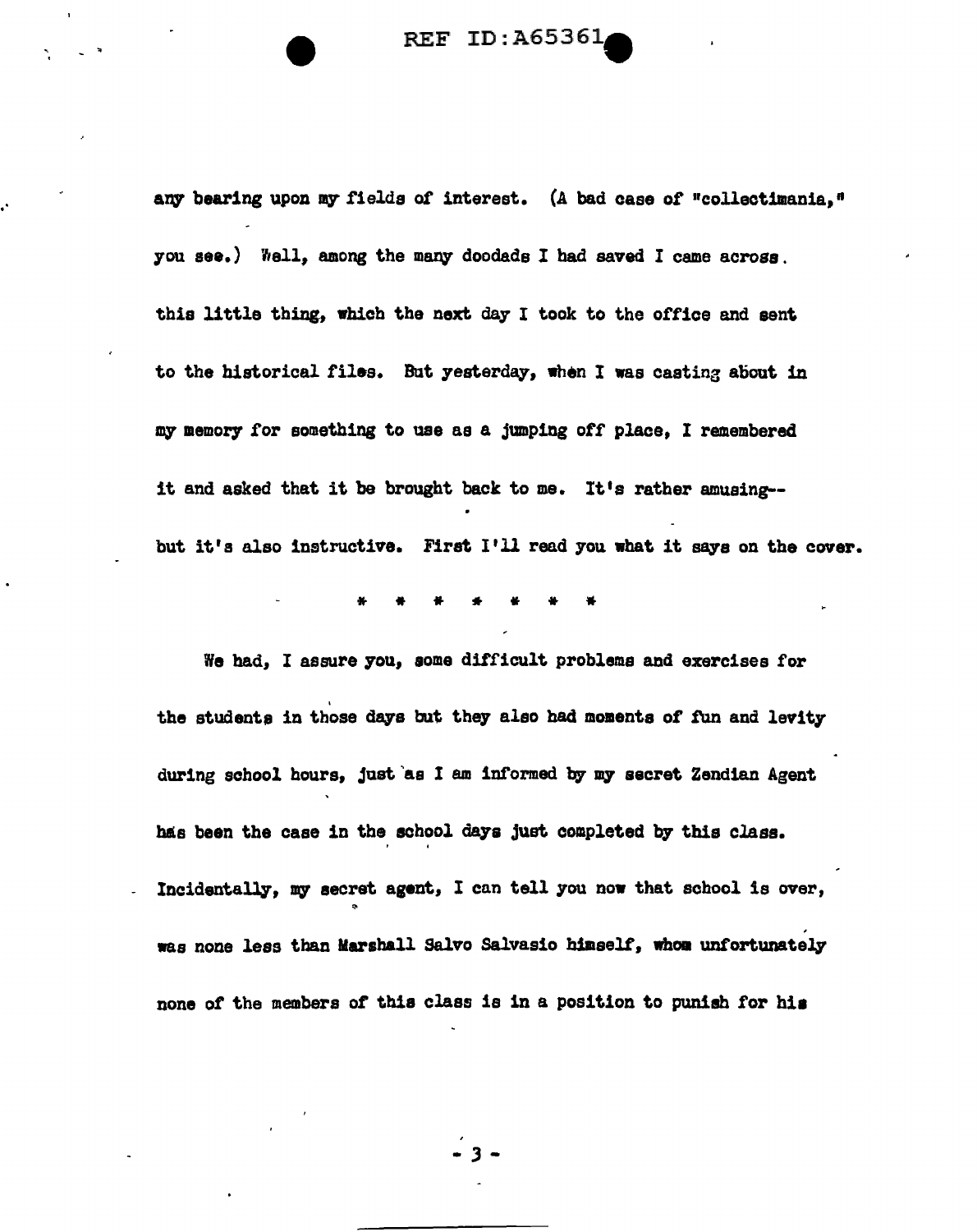any bearing upon my fields of interest. (A bad case of "collectimania," you see.) Well, among the many doodads I had saved I came across this little thing, which the next day I took to the office and sent to the historical files. But yesterday, when I was casting about in my memory for something to use as a jumping off place, I remembered it and asked that it be brought back to me. It's rather amusing--but it's also instructive. First I'll read you what it says on the cover.

\* \* \* \* \* \* \*

We had, I assure you, some difficult problems and exercises for the students in those days but they also had moments of fun and levity during school hours, just as I am informed by my secret Zendian Agent has been the case in the school days just completed by this class. Incidentally, my secret agent, I can tell you now that school is over, was none less than Marshall Salvo Salvasio himself, whom unfortunately none of the members of this class is in a position to punish for his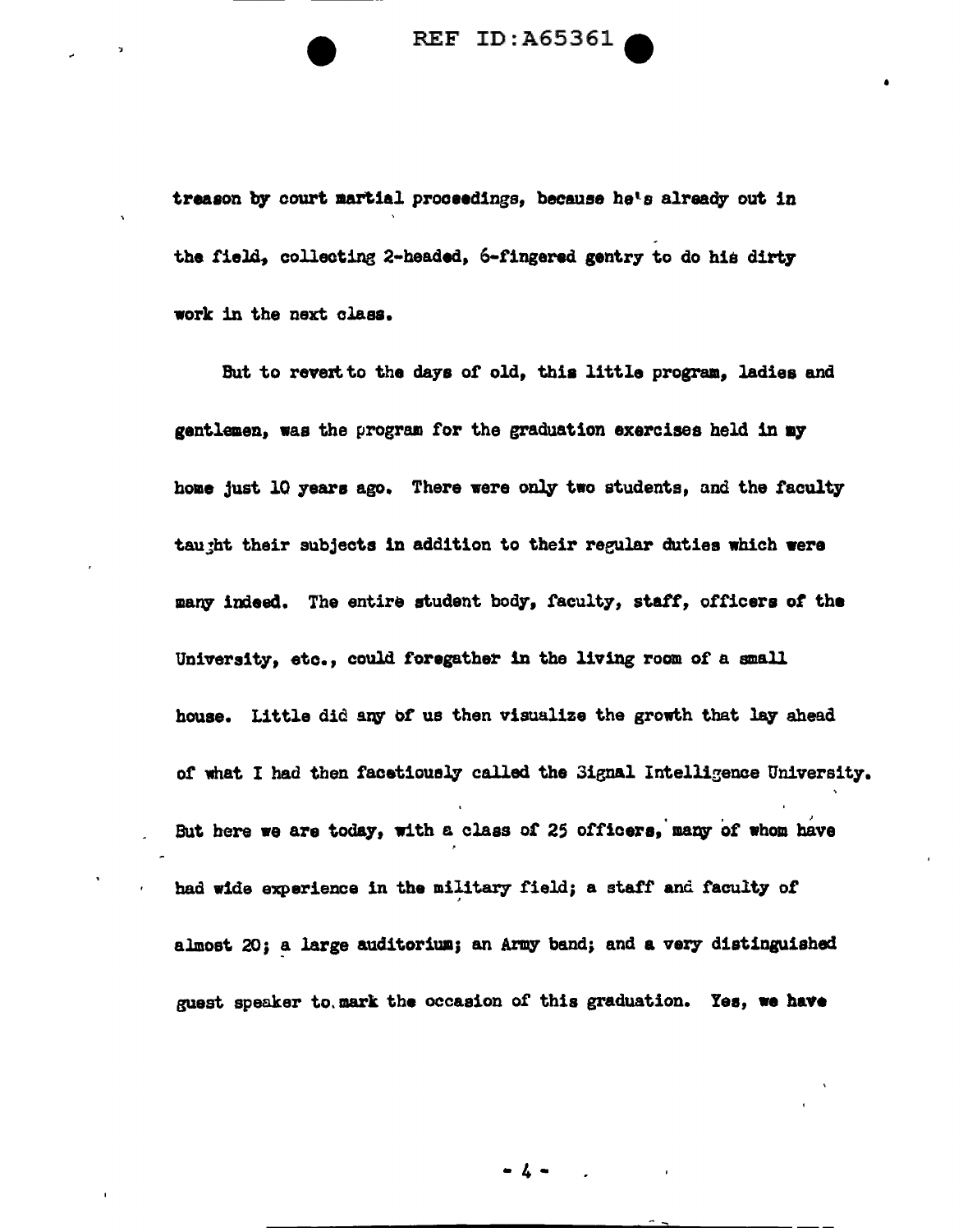treason by court martial proceedings, because he's already out in the field, collecting 2-headed, 6-fingered gentry to do his dirty work in the next class.

But to revert to the days of old, this little program, ladies and gentlemen, was the program for the graduation exercises held in my home just 10 years ago. There were only two students, and the faculty taught their subjects in addition to their regular duties which were many indeed. The entire student body, faculty, staff, officers of the University, etc., could foregather in the living room of a small house. Little did any of us then visualize the growth that lay ahead of what I had then facetiously called the Signal Intelligence University. But here we are today, with a class of 25 officers, many of whom have had wide experience in the military field; a staff and faculty of almost 20; a large auditorium; an Army band; and a very distinguished guest speaker to mark the occasion of this graduation. Yes, we have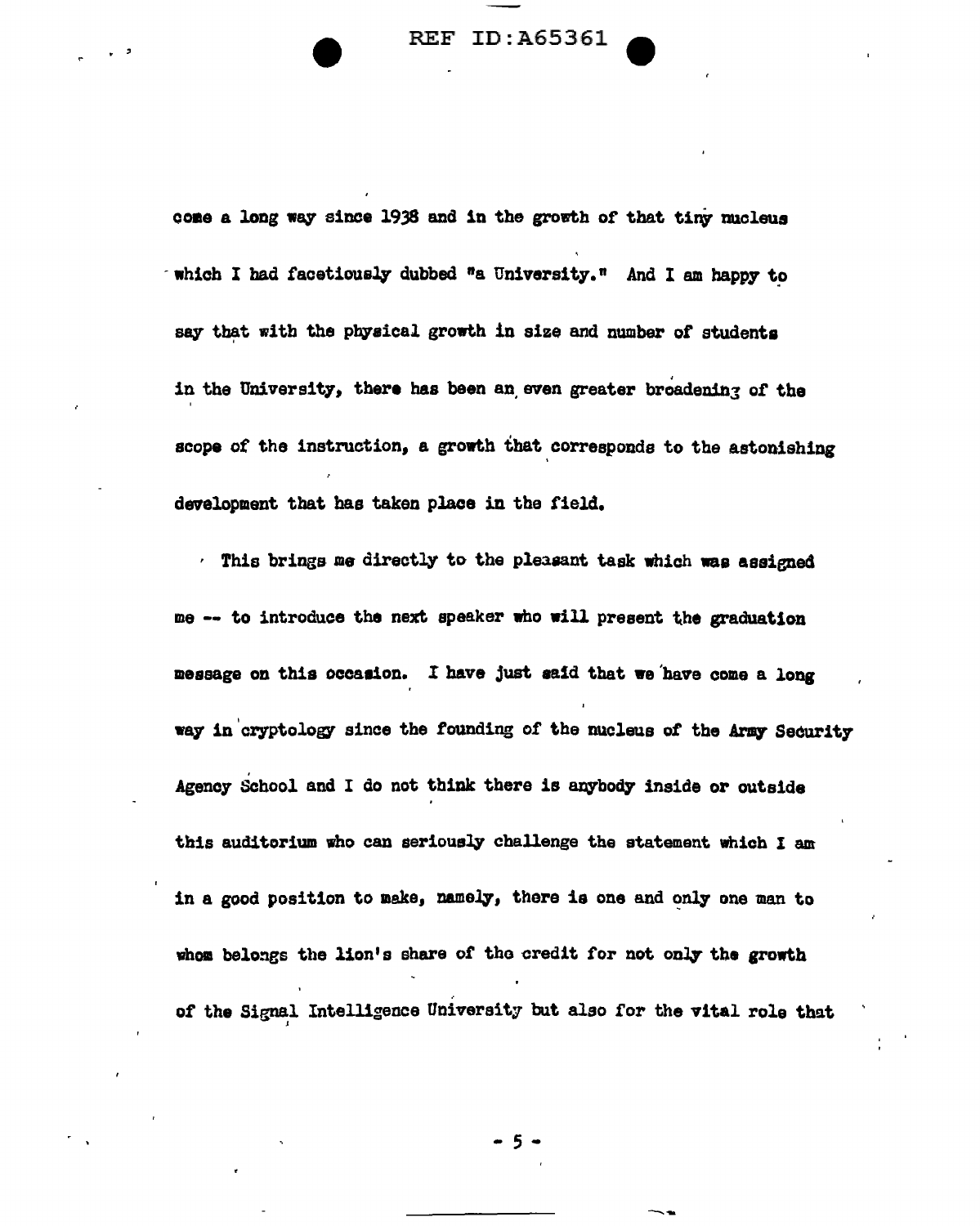come a long way since 1938 and in the growth of that tiny nucleus which I had facetiously dubbed "a University." And I am happy to say that with the physical growth in size and number of students in the University, there has been an even greater broadening of the scope of the instruction, a growth that corresponds to the astonishing development that has taken place in the field.

This brings me directly to the pleasant task which was assigned me -- to introduce the next speaker who will present the graduation message on this occasion. I have just said that we have come a long way in cryptology since the founding of the nucleus of the Army Security Agency School and I do not think there is anybody inside or outside this auditorium who can seriously challenge the statement which I am in a good position to make, namely, there is one and only one man to whom belongs the lion's share of the credit for not only the growth of the Signal Intelligence University but also for the vital role that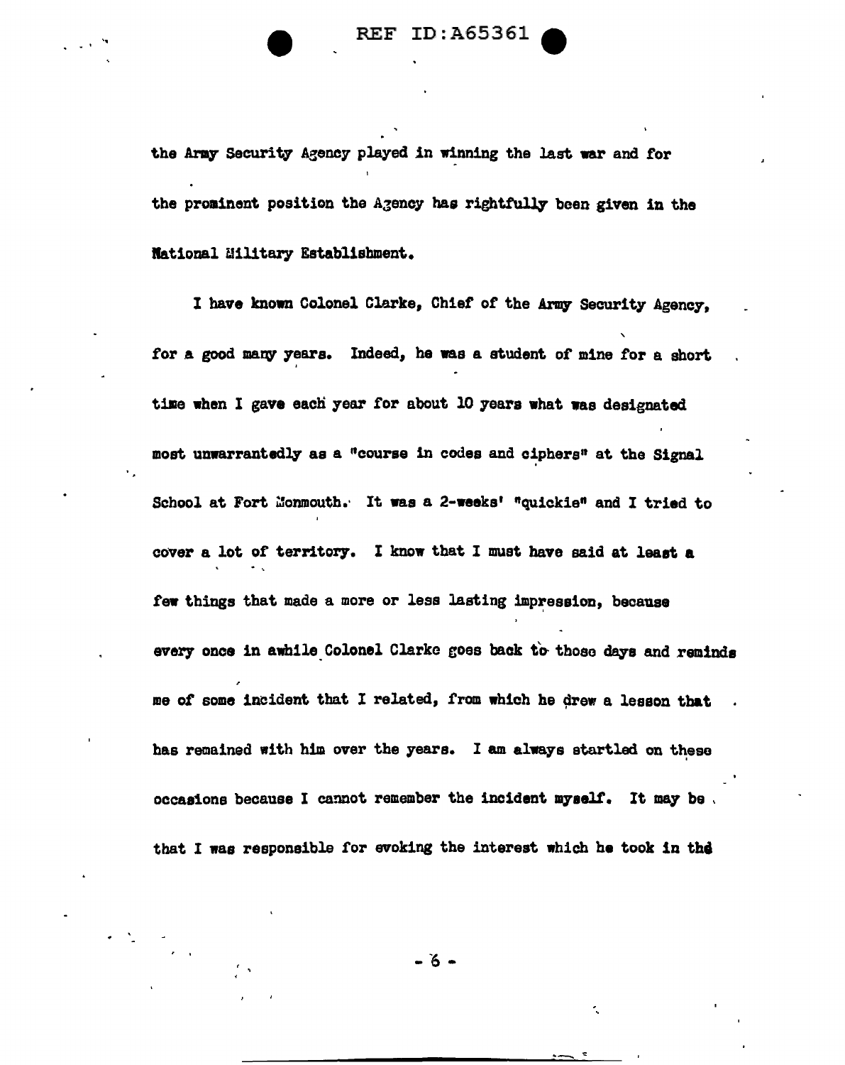the Army Security Agency played in winning the last war and for the prominent position the Agency has rightfully been given in the National Military Establishment.

I have known Colonel Clarke, Chief of the Army Security Agency, for a good many years. Indeed, he was a student of mine for a short time when I gave each year for about 10 years what was designated most unwarrantedly as a "course in codes and ciphers" at the Signal School at Fort Monmouth. It was a 2-weeks' "quickie" and I tried to cover a lot of territory. I know that I must have said at least a few things that made a more or less lasting impression, because every once in awhile Colonel Clarke goes back to those days and reminds me of some incident that I related, from which he drew a lesson that has remained with him over the years. I am always startled on these occasions because I cannot remember the incident myself. It may be that I was responsible for evoking the interest which he took in the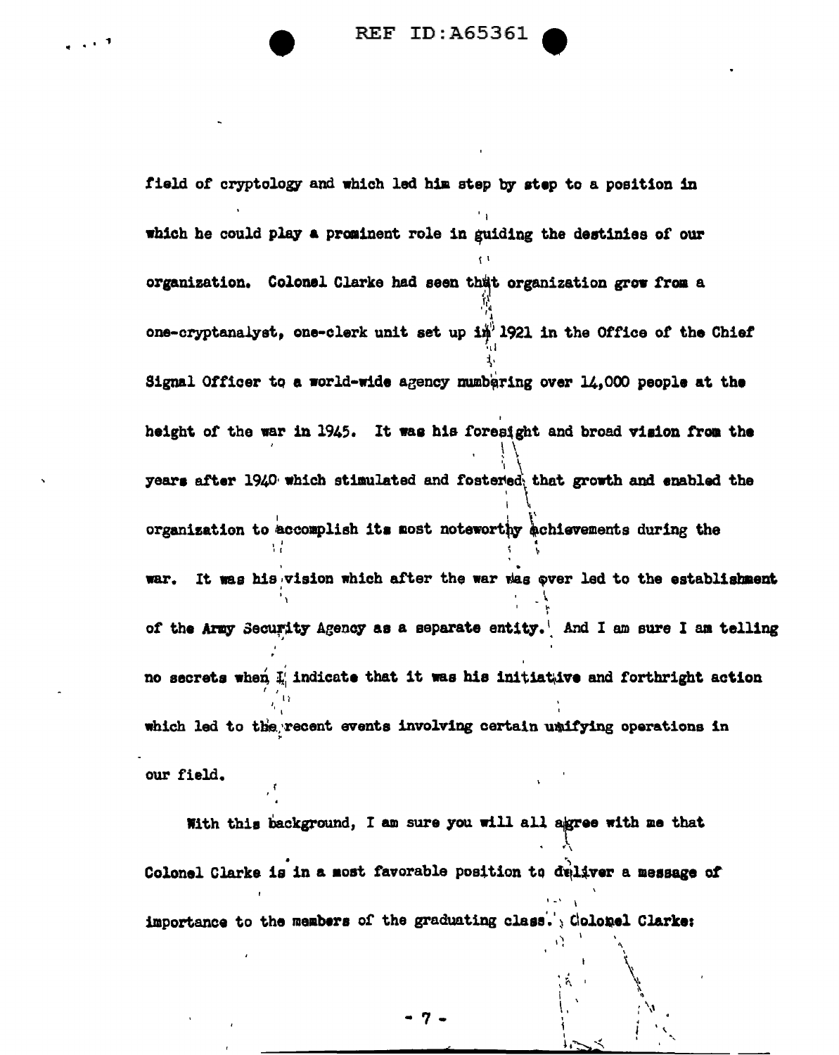field of cryptology and which led him step by step to a position in which he could play a prominent role in guiding the destinies of our organization. Colonel Clarke had seen that organization grow from a one-cryptanalyst, one-clerk unit set up in 1921 in the Office of the Chief Signal Officer to a world-wide agency numbering over 14,000 people at the height of the war in 1945. It was his foresight and broad vision from the years after 1940 which stimulated and fostered that growth and enabled the organization to accomplish its most noteworthy achievements during the war. It was his vision which after the war was over led to the establishment of the Army Security Agency as a separate entity. And I am sure I am telling no secrets when I indicate that it was his initiative and forthright action which led to the recent events involving certain unifying operations in our field.

With this background, I am sure you will all agree with me that Colonel Clarke is in a most favorable position to deliver a message of importance to the members of the graduating class. Colonel Clarke: